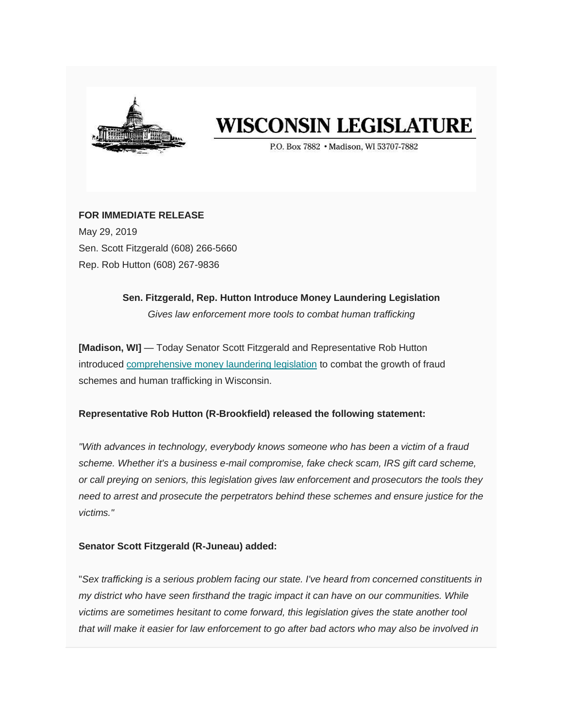# WISCONSIN LEGISLATURE

P.O. Box 7882 • Madison, WI 53707-7882

**FOR IMMEDIATE RELEASE**
May 29, 2019
Sen. Scott Fitzgerald (608) 266-5660
Rep. Rob Hutton (608) 267-9836

**Sen. Fitzgerald, Rep. Hutton Introduce Money Laundering Legislation**

*Gives law enforcement more tools to combat human trafficking*

**[Madison, WI]** — Today Senator Scott Fitzgerald and Representative Rob Hutton introduced comprehensive money laundering legislation to combat the growth of fraud schemes and human trafficking in Wisconsin.

**Representative Rob Hutton (R-Brookfield) released the following statement:**

*"With advances in technology, everybody knows someone who has been a victim of a fraud scheme. Whether it's a business e-mail compromise, fake check scam, IRS gift card scheme, or call preying on seniors, this legislation gives law enforcement and prosecutors the tools they need to arrest and prosecute the perpetrators behind these schemes and ensure justice for the victims."*

**Senator Scott Fitzgerald (R-Juneau) added:**

"*Sex trafficking is a serious problem facing our state. I've heard from concerned constituents in my district who have seen firsthand the tragic impact it can have on our communities. While victims are sometimes hesitant to come forward, this legislation gives the state another tool that will make it easier for law enforcement to go after bad actors who may also be involved in*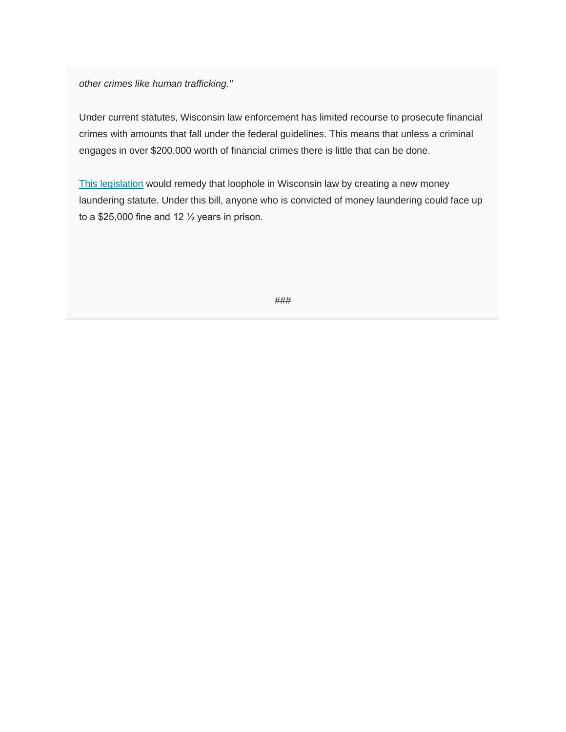*other crimes like human trafficking."*

Under current statutes, Wisconsin law enforcement has limited recourse to prosecute financial crimes with amounts that fall under the federal guidelines. This means that unless a criminal engages in over $200,000 worth of financial crimes there is little that can be done.

This legislation would remedy that loophole in Wisconsin law by creating a new money laundering statute. Under this bill, anyone who is convicted of money laundering could face up to a $25,000 fine and 12 ½ years in prison.

###